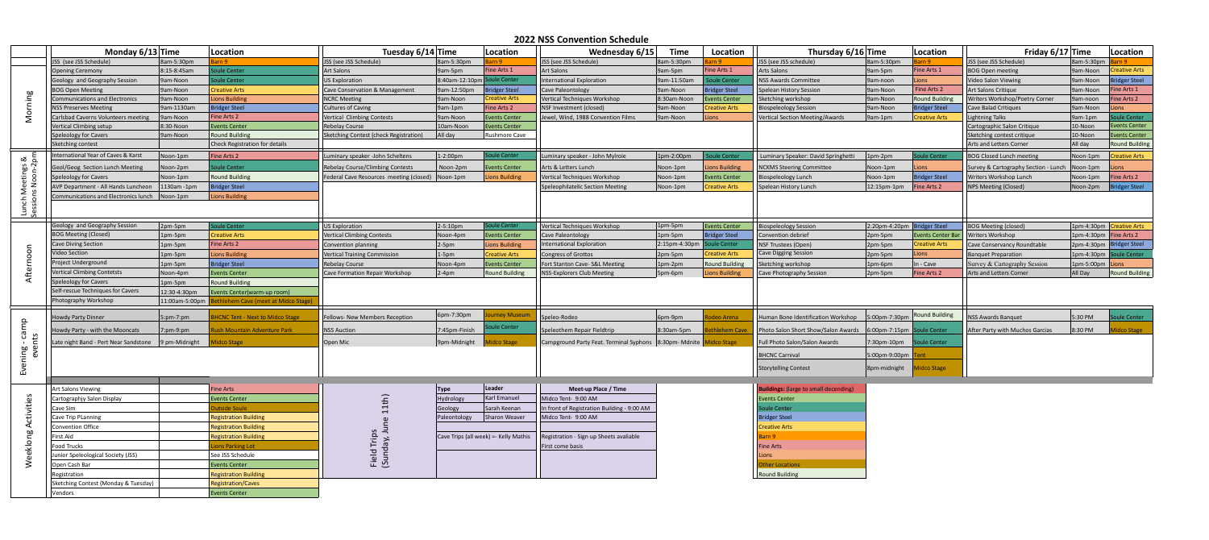# 2022 NSS Convention Schedule

| | Monday 6/13 | Time | Location | Tuesday 6/14 | Time | Location | Wednesday 6/15 | Time | Location | Thursday 6/16 | Time | Location | Friday 6/17 | Time | Location |
|---|---|---|---|---|---|---|---|---|---|---|---|---|---|---|---|
| Morning | JSS (see JSS Schedule) | 8am-5:30pm | Barn 9 | JSS (see JSS Schedule) | 8am-5:30pm | Barn 9 | JSS (see JSS Schedule) | 8am-5:30pm | Barn 9 | JSS (see JSS schedule) | 8am-5:30pm | Barn 9 | JSS (see JSS Schedule) | 8am-5:30pm | Barn 9 |
| | Opening Ceremony | 8:15-8:45am | Soule Center | Art Salons | 9am-5pm | Fine Arts 1 | Art Salons | 9am-5pm | Fine Arts 1 | Arts Salons | 9am-5pm | Fine Arts 1 | BOG Open meeting | 9am-Noon | Creative Arts |
| | Geology and Geography Session | 9am-Noon | Soule Center | US Exploration | 8:40am-12:10pm | Soule Center | International Exploration | 9am-11:50am | Soule Center | NSS Awards Committee | 9am-noon | Lions | Video Salon Viewing | 9am-Noon | Bridger Steel |
| | BOG Open Meeting | 9am-Noon | Creative Arts | Cave Conservation & Management | 9am-12:50pm | Bridger Steel | Cave Paleontology | 9am-Noon | Bridger Steel | Spelean History Session | 9am-Noon | Fine Arts 2 | Art Salons Critique | 9am-Noon | Fine Arts 1 |
| | Communications and Electronics | 9am-Noon | Lions Building | NCRC Meeting | 9am-Noon | Creative Arts | Vertical Techniques Workshop | 8:30am-Noon | Events Center | Sketching workshop | 9am-Noon | Round Building | Writers Workshop/Poetry Corner | 9am-noon | Fine Arts 2 |
| | NSS Preserves Meeting | 9am-1130am | Bridger Steel | Cultures of Caving | 9am-1pm | Fine Arts 2 | NSF Investment (closed) | 9am-Noon | Creative Arts | Biospeleology Session | 9am-Noon | Bridger Steel | Cave Balad Critiques | 9am-Noon | Lions |
| | Carlsbad Caverns Volunteers meeting | 9am-Noon | Fine Arts 2 | Vertical Climbing Contests | 9am-Noon | Events Center | Jewel, Wind, 1988 Convention Films | 9am-Noon | Lions | Vertical Section Meeting/Awards | 9am-1pm | Creative Arts | Lightning Talks | 9am-1pm | Soule Center |
| | Vertical Climbing setup | 8:30-Noon | Events Center | Rebelay Course | 10am-Noon | Events Center | | | | | | | Cartographic Salon Critique | 10-Noon | Events Center |
| | Speleology for Cavers | 9am-Noon | Round Building | Sketching Contest (check Registration) | All day | Rushmore Cave | | | | | | | Sketching contest critique | 10-Noon | Events Center |
| | Sketching contest | | Check Registration for details | | | | | | | | | | Arts and Letters Corner | All day | Round Building |
| Lunch Meetings & Sessions Noon-2pm | International Year of Caves & Karst | Noon-1pm | Fine Arts 2 | Luminary speaker -John Scheltens | 1-2:00pm | Soule Center | Luminary speaker - John Mylroie | 1pm-2:00pm | Soule Center | Luminary Speaker: David Springhetti | 1pm-2pm | Soule Center | BOG Closed Lunch meeting | Noon-1pm | Creative Arts |
| | Geol/Geog Section Lunch Meeting | Noon-2pm | Soule Center | Rebelay Course/Climbing Contests | Noon-2pm | Events Center | Arts & Letters Lunch | Noon-1pm | Lions Building | NCKMS Steering Committee | Noon-1pm | Lions | Survey & Cartography Section - Lunch | Noon-1pm | Lions |
| | Speleology for Cavers | Noon-1pm | Round Building | Federal Cave Resources meeting (closed) | Noon-1pm | Lions Building | Vertical Techniques Workshop | Noon-1pm | Events Center | Biospeleology Lunch | Noon-1pm | Bridger Steel | Writers Workshop Lunch | Noon-1pm | Fine Arts 2 |
| | AVP Department - All Hands Luncheon | 1130am -1pm | Bridger Steel | | | | Speleophilatelic Section Meeting | Noon-1pm | Creative Arts | Spelean History Lunch | 12:15pm-1pm | Fine Arts 2 | NPS Meeting (Closed) | Noon-2pm | Bridger Steel |
| | Communications and Electronics lunch | Noon-1pm | Lions Building | | | | | | | | | | | | |
| Afternoon | Geology and Geography Session | 2pm-5pm | Soule Center | US Exploration | 2-5:10pm | Soule Center | Vertical Techniques Workshop | 1pm-5pm | Events Center | Biospeleology Session | 2:20pm-4:20pm | Bridger Steel | BOG Meeting (closed) | 1pm-4:30pm | Creative Arts |
| | BOG Meeting (Closed) | 1pm-5pm | Creative Arts | Vertical Climbing Contests | Noon-4pm | Events Center | Cave Paleontology | 1pm-5pm | Bridger Steel | Convention debrief | 2pm-5pm | Events Center Bar | Writers Workshop | 1pm-4:30pm | Fine Arts 2 |
| | Cave Diving Section | 1pm-5pm | Fine Arts 2 | Convention planning | 2-5pm | Lions Building | International Exploration | 2:15pm-4:30pm | Soule Center | NSF Trustees (Open) | 2pm-5pm | Creative Arts | Cave Conservancy Roundtable | 2pm-4:30pm | Bridger Steel |
| | Video Section | 1pm-5pm | Lions Building | Vertical Training Commission | 1-5pm | Creative Arts | Congress of Grottos | 2pm-5pm | Creative Arts | Cave Digging Session | 2pm-5pm | Lions | Banquet Preparation | 1pm-4:30pm | Soule Center |
| | Project Underground | 1pm-5pm | Bridger Steel | Rebelay Course | Noon-4pm | Events Center | Fort Stanton Cave- S&L Meeting | 1pm-2pm | Round Building | Sketching workshop | 1pm-6pm | In - Cave | Survey & Cartography Session | 1pm-5:00pm | Lions |
| | Vertical Climbing Contetsts | Noon-4pm | Events Center | Cave Formation Repair Workshop | 2-4pm | Round Building | NSS-Explorers Club Meeting | 5pm-6pm | Lions Building | Cave Photography Session | 2pm-5pm | Fine Arts 2 | Arts and Letters Corner | All Day | Round Building |
| | Speleology for Cavers | 1pm-5pm | Round Building | | | | | | | | | | | | |
| | Self-rescue Techniques for Cavers | 12:30-4:30pm | Events Center(warm-up room) | | | | | | | | | | | | |
| | Photography Workshop | 11:00am-5:00pm | Bethlehem Cave (meet at Midco Stage) | | | | | | | | | | | | |
| Evening - camp events | Howdy Party Dinner | 5:pm-7:pm | BHCNC Tent - Next to Midco Stage | Fellows- New Members Reception | 6pm-7:30pm | Journey Museum | Speleo-Rodeo | 6pm-9pm | Rodeo Arena | Human Bone Identification Workshop | 5:00pm-7:30pm | Round Building | NSS Awards Banquet | 5:30 PM | Soule Center |
| | Howdy Party - with the Mooncats | 7:pm-9:pm | Rush Mountain Adventure Park | NSS Auction | 7:45pm-Finish | Soule Center | Speleothem Repair Fieldtrip | 8:30am-5pm | Bethlehem Cave | Photo Salon Short Show/Salon Awards | 6:00pm-7:15pm | Soule Center | After Party with Muchos Garcias | 8:30 PM | Midco Stage |
| | Late night Band - Pert Near Sandstone | 9 pm-Midnight | Midco Stage | Open Mic | 9pm-Midnight | Midco Stage | Campground Party Feat. Terminal Syphons | 8:30pm- Mdnite | Midco Stage | Full Photo Salon/Salon Awards | 7:30pm-10pm | Soule Center | | | |
| | | | | | | | | | | BHCNC Carnival | 5:00pm-9:00pm | Tent | | | |
| | | | | | | | | | | Storytelling Contest | 8pm-midnight | Midco Stage | | | |

**Weeklong Activities**

| Activity | Location |
|---|---|
| Art Salons Viewing | Fine Arts |
| Cartographjy Salon Display | Events Center |
| Cave Sim | Outside Soule |
| Cave Trip Planning | Registration Building |
| Convention Office | Registration Building |
| First Aid | Registration Building |
| Food Trucks | Lions Parking Lot |
| Junior Speleological Society (JSS) | See JSS Schedule |
| Open Cash Bar | Events Center |
| Registration | Registration Building |
| Sketching Contest (Monday & Tuesday) | Registration/Caves |
| Vendors | Events Center |

**Field Trips (Sunday, June 11th)**

| Type | Leader | Meet-up Place / Time |
|---|---|---|
| Hydrology | Karl Emanuel | Midco Tent- 9:00 AM |
| Geology | Sarah Keenan | In front of Registration Building - 9:00 AM |
| Paleontology | Sharon Weaver | Midco Tent- 9:00 AM |
| | | |
| Cave Trips (all week) -- Kelly Mathis | | Registration - Sign up Sheets avaliable |
| | | First come basis |

**Buildings: (large to small decending)**

- Events Center
- Soule Center
- Bridger Steel
- Creative Arts
- Barn 9
- Fine Arts
- Lions
- Other Locations
- Round Building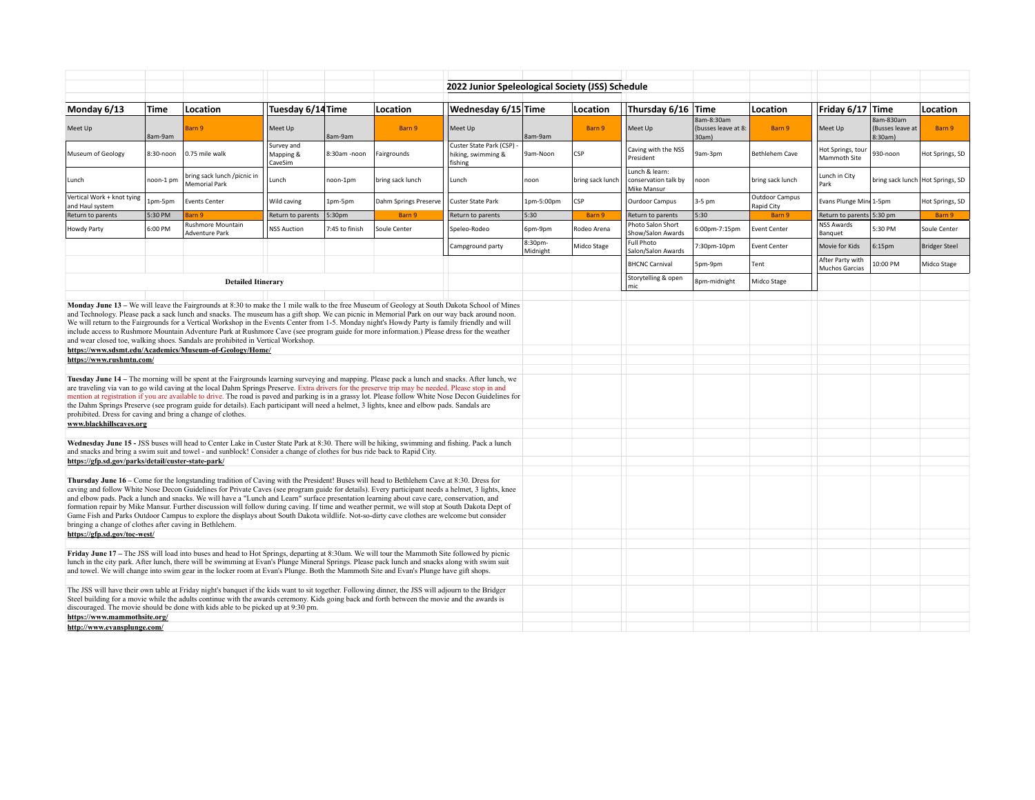# 2022 Junior Speleological Society (JSS) Schedule

| Monday 6/13 | Time | Location |
|---|---|---|
| Meet Up | 8am-9am | Barn 9 |
| Museum of Geology | 8:30-noon | 0.75 mile walk |
| Lunch | noon-1 pm | bring sack lunch /picnic in Memorial Park |
| Vertical Work + knot tying and Haul system | 1pm-5pm | Events Center |
| Return to parents | 5:30 PM | Barn 9 |
| Howdy Party | 6:00 PM | Rushmore Mountain Adventure Park |

| Tuesday 6/14 | Time | Location |
|---|---|---|
| Meet Up | 8am-9am | Barn 9 |
| Survey and Mapping & CaveSim | 8:30am -noon | Fairgrounds |
| Lunch | noon-1pm | bring sack lunch |
| Wild caving | 1pm-5pm | Dahm Springs Preserve |
| Return to parents | 5:30pm | Barn 9 |
| NSS Auction | 7:45 to finish | Soule Center |

| Wednesday 6/15 | Time | Location |
|---|---|---|
| Meet Up | 8am-9am | Barn 9 |
| Custer State Park (CSP) - hiking, swimming & fishing | 9am-Noon | CSP |
| Lunch | noon | bring sack lunch |
| Custer State Park | 1pm-5:00pm | CSP |
| Return to parents | 5:30 | Barn 9 |
| Speleo-Rodeo | 6pm-9pm | Rodeo Arena |
| Campground party | 8:30pm-Midnight | Midco Stage |

| Thursday 6/16 | Time | Location |
|---|---|---|
| Meet Up | 8am-8:30am (busses leave at 8:30am) | Barn 9 |
| Caving with the NSS President | 9am-3pm | Bethlehem Cave |
| Lunch & learn: conservation talk by Mike Mansur | noon | bring sack lunch |
| Ourdoor Campus | 3-5 pm | Outdoor Campus Rapid City |
| Return to parents | 5:30 | Barn 9 |
| Photo Salon Short Show/Salon Awards | 6:00pm-7:15pm | Event Center |
| Full Photo Salon/Salon Awards | 7:30pm-10pm | Event Center |
| BHCNC Carnival | 5pm-9pm | Tent |
| Storytelling & open mic | 8pm-midnight | Midco Stage |

| Friday 6/17 | Time | Location |
|---|---|---|
| Meet Up | 8am-830am (Busses leave at 8:30am) | Barn 9 |
| Hot Springs, tour Mammoth Site | 930-noon | Hot Springs, SD |
| Lunch in City Park | bring sack lunch | Hot Springs, SD |
| Evans Plunge Mine | 1-5pm | Hot Springs, SD |
| Return to parents | 5:30 pm | Barn 9 |
| NSS Awards Banquet | 5:30 PM | Soule Center |
| Movie for Kids | 6:15pm | Bridger Steel |
| After Party with Muchos Garcias | 10:00 PM | Midco Stage |

## Detailed Itinerary

**Monday June 13** – We will leave the Fairgrounds at 8:30 to make the 1 mile walk to the free Museum of Geology at South Dakota School of Mines and Technology. Please pack a sack lunch and snacks. The museum has a gift shop. We can picnic in Memorial Park on our way back around noon. We will return to the Fairgrounds for a Vertical Workshop in the Events Center from 1-5. Monday night's Howdy Party is family friendly and will include access to Rushmore Mountain Adventure Park at Rushmore Cave (see program guide for more information.) Please dress for the weather and wear closed toe, walking shoes. Sandals are prohibited in Vertical Workshop.

**https://www.sdsmt.edu/Academics/Museum-of-Geology/Home/**

**https://www.rushmtn.com/**

**Tuesday June 14** – The morning will be spent at the Fairgrounds learning surveying and mapping. Please pack a lunch and snacks. After lunch, we are traveling via van to go wild caving at the local Dahm Springs Preserve. Extra drivers for the preserve trip may be needed. Please stop in and mention at registration if you are available to drive. The road is paved and parking is in a grassy lot. Please follow White Nose Decon Guidelines for the Dahm Springs Preserve (see program guide for details). Each participant will need a helmet, 3 lights, knee and elbow pads. Sandals are prohibited. Dress for caving and bring a change of clothes.

**www.blackhillscaves.org**

**Wednesday June 15** - JSS buses will head to Center Lake in Custer State Park at 8:30. There will be hiking, swimming and fishing. Pack a lunch and snacks and bring a swim suit and towel - and sunblock! Consider a change of clothes for bus ride back to Rapid City.

**https://gfp.sd.gov/parks/detail/custer-state-park/**

**Thursday June 16** – Come for the longstanding tradition of Caving with the President! Buses will head to Bethlehem Cave at 8:30. Dress for caving and follow White Nose Decon Guidelines for Private Caves (see program guide for details). Every participant needs a helmet, 3 lights, knee and elbow pads. Pack a lunch and snacks. We will have a "Lunch and Learn" surface presentation learning about cave care, conservation, and formation repair by Mike Mansur. Further discussion will follow during caving. If time and weather permit, we will stop at South Dakota Dept of Game Fish and Parks Outdoor Campus to explore the displays about South Dakota wildlife. Not-so-dirty cave clothes are welcome but consider bringing a change of clothes after caving in Bethlehem.

**https://gfp.sd.gov/toc-west/**

**Friday June 17** – The JSS will load into buses and head to Hot Springs, departing at 8:30am. We will tour the Mammoth Site followed by picnic lunch in the city park. After lunch, there will be swimming at Evan's Plunge Mineral Springs. Please pack lunch and snacks along with swim suit and towel. We will change into swim gear in the locker room at Evan's Plunge. Both the Mammoth Site and Evan's Plunge have gift shops.

The JSS will have their own table at Friday night's banquet if the kids want to sit together. Following dinner, the JSS will adjourn to the Bridger Steel building for a movie while the adults continue with the awards ceremony. Kids going back and forth between the movie and the awards is discouraged. The movie should be done with kids able to be picked up at 9:30 pm.

**https://www.mammothsite.org/**

**http://www.evansplunge.com/**